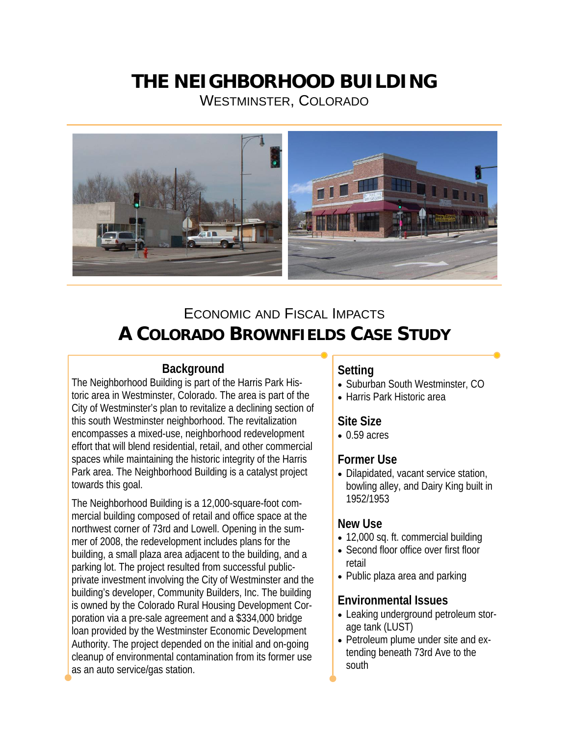# THE NEIGHBORHOOD BUILDING

WESTMINSTER, COLORADO

## ECONOMIC AND FISCAL IMPACTS

# A COLORADO BROWNFIELDS CASE STUDY

### Background

The Neighborhood Building is part of the Harris Park Historic area in Westminster, Colorado. The area is part of the City of Westminster's plan to revitalize a declining section of this south Westminster neighborhood. The revitalization encompasses a mixed-use, neighborhood redevelopment effort that will blend residential, retail, and other commercial spaces while maintaining the historic integrity of the Harris Park area. The Neighborhood Building is a catalyst project towards this goal.

The Neighborhood Building is a 12,000-square-foot commercial building composed of retail and office space at the northwest corner of 73rd and Lowell. Opening in the summer of 2008, the redevelopment includes plans for the building, a small plaza area adjacent to the building, and a parking lot. The project resulted from successful public-private investment involving the City of Westminster and the building's developer, Community Builders, Inc. The building is owned by the Colorado Rural Housing Development Corporation via a pre-sale agreement and a $334,000 bridge loan provided by the Westminster Economic Development Authority. The project depended on the initial and on-going cleanup of environmental contamination from its former use as an auto service/gas station.

### Setting

- Suburban South Westminster, CO
- Harris Park Historic area

### Site Size

- 0.59 acres

### Former Use

- Dilapidated, vacant service station, bowling alley, and Dairy King built in 1952/1953

### New Use

- 12,000 sq. ft. commercial building
- Second floor office over first floor retail
- Public plaza area and parking

### Environmental Issues

- Leaking underground petroleum storage tank (LUST)
- Petroleum plume under site and extending beneath 73rd Ave to the south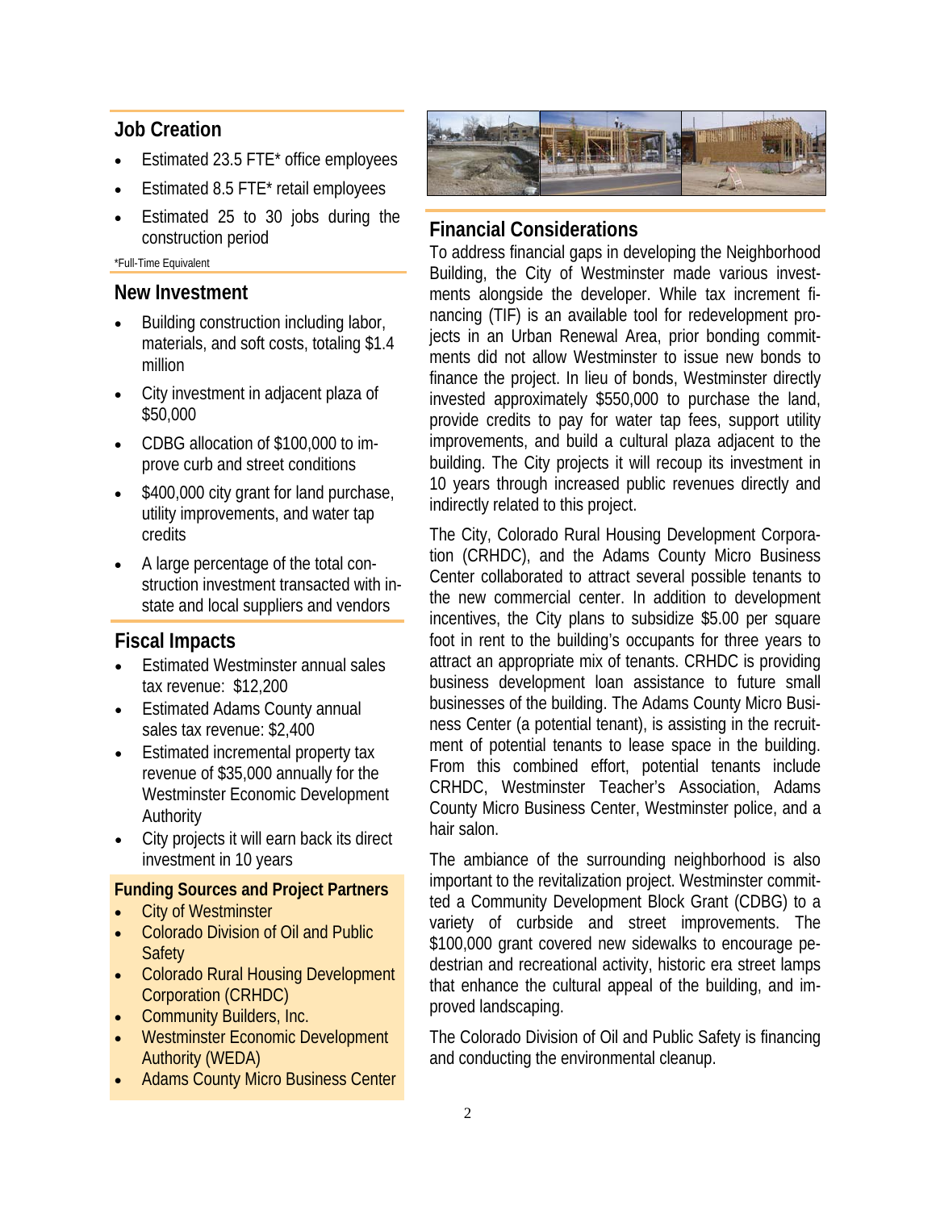## Job Creation

- Estimated 23.5 FTE* office employees
- Estimated 8.5 FTE* retail employees
- Estimated 25 to 30 jobs during the construction period

*Full-Time Equivalent

## New Investment

- Building construction including labor, materials, and soft costs, totaling $1.4 million
- City investment in adjacent plaza of $50,000
- CDBG allocation of $100,000 to improve curb and street conditions
- $400,000 city grant for land purchase, utility improvements, and water tap credits
- A large percentage of the total construction investment transacted with in-state and local suppliers and vendors

## Fiscal Impacts

- Estimated Westminster annual sales tax revenue: $12,200
- Estimated Adams County annual sales tax revenue: $2,400
- Estimated incremental property tax revenue of $35,000 annually for the Westminster Economic Development Authority
- City projects it will earn back its direct investment in 10 years

### Funding Sources and Project Partners

- City of Westminster
- Colorado Division of Oil and Public Safety
- Colorado Rural Housing Development Corporation (CRHDC)
- Community Builders, Inc.
- Westminster Economic Development Authority (WEDA)
- Adams County Micro Business Center

## Financial Considerations

To address financial gaps in developing the Neighborhood Building, the City of Westminster made various investments alongside the developer. While tax increment financing (TIF) is an available tool for redevelopment projects in an Urban Renewal Area, prior bonding commitments did not allow Westminster to issue new bonds to finance the project. In lieu of bonds, Westminster directly invested approximately $550,000 to purchase the land, provide credits to pay for water tap fees, support utility improvements, and build a cultural plaza adjacent to the building. The City projects it will recoup its investment in 10 years through increased public revenues directly and indirectly related to this project.

The City, Colorado Rural Housing Development Corporation (CRHDC), and the Adams County Micro Business Center collaborated to attract several possible tenants to the new commercial center. In addition to development incentives, the City plans to subsidize $5.00 per square foot in rent to the building's occupants for three years to attract an appropriate mix of tenants. CRHDC is providing business development loan assistance to future small businesses of the building. The Adams County Micro Business Center (a potential tenant), is assisting in the recruitment of potential tenants to lease space in the building. From this combined effort, potential tenants include CRHDC, Westminster Teacher's Association, Adams County Micro Business Center, Westminster police, and a hair salon.

The ambiance of the surrounding neighborhood is also important to the revitalization project. Westminster committed a Community Development Block Grant (CDBG) to a variety of curbside and street improvements. The $100,000 grant covered new sidewalks to encourage pedestrian and recreational activity, historic era street lamps that enhance the cultural appeal of the building, and improved landscaping.

The Colorado Division of Oil and Public Safety is financing and conducting the environmental cleanup.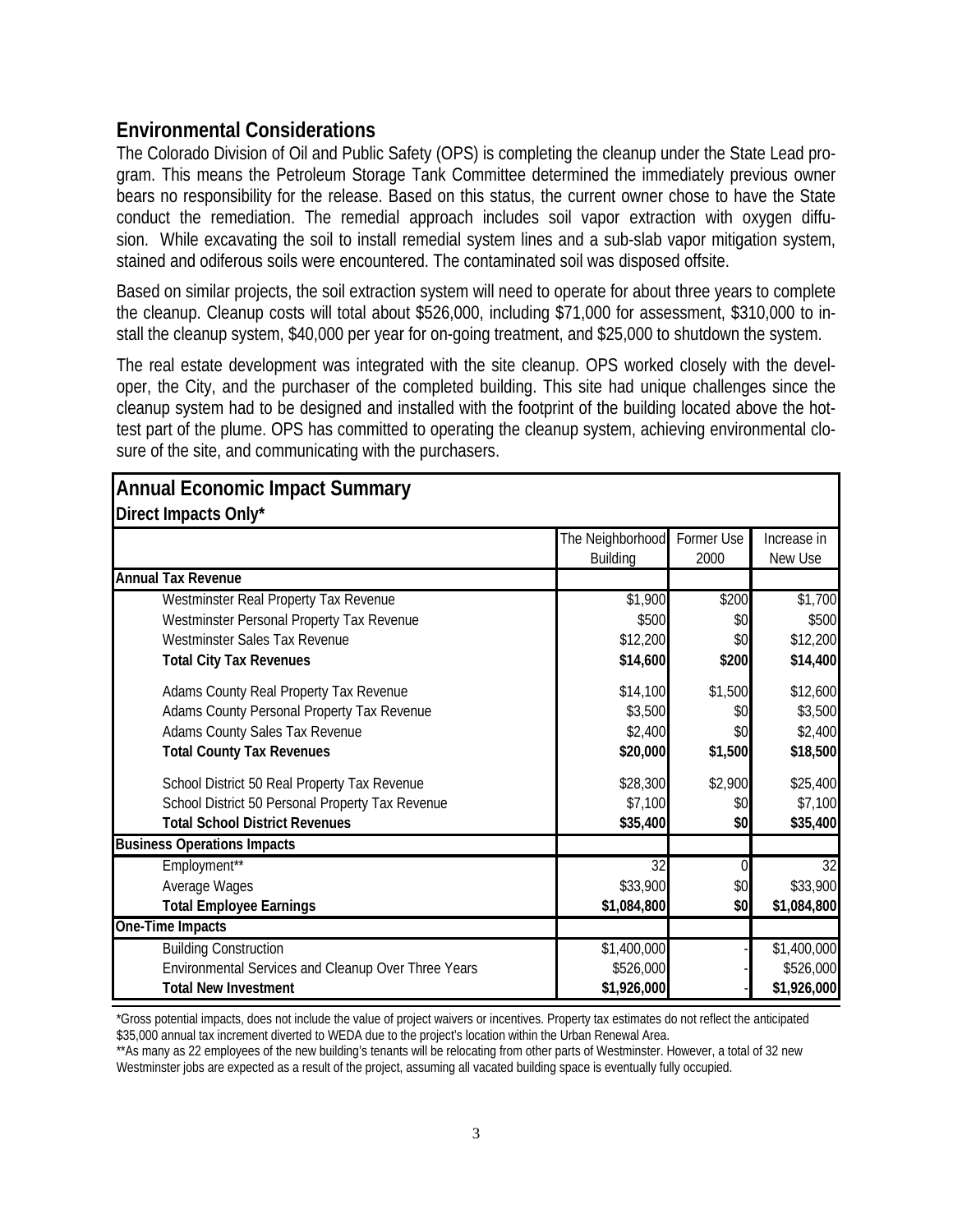## Environmental Considerations

The Colorado Division of Oil and Public Safety (OPS) is completing the cleanup under the State Lead program. This means the Petroleum Storage Tank Committee determined the immediately previous owner bears no responsibility for the release. Based on this status, the current owner chose to have the State conduct the remediation. The remedial approach includes soil vapor extraction with oxygen diffusion. While excavating the soil to install remedial system lines and a sub-slab vapor mitigation system, stained and odiferous soils were encountered. The contaminated soil was disposed offsite.

Based on similar projects, the soil extraction system will need to operate for about three years to complete the cleanup. Cleanup costs will total about $526,000, including $71,000 for assessment, $310,000 to install the cleanup system, $40,000 per year for on-going treatment, and $25,000 to shutdown the system.

The real estate development was integrated with the site cleanup. OPS worked closely with the developer, the City, and the purchaser of the completed building. This site had unique challenges since the cleanup system had to be designed and installed with the footprint of the building located above the hottest part of the plume. OPS has committed to operating the cleanup system, achieving environmental closure of the site, and communicating with the purchasers.

### Annual Economic Impact Summary

**Direct Impacts Only***

| | The Neighborhood Building | Former Use 2000 | Increase in New Use |
|---|---|---|---|
| **Annual Tax Revenue** | | | |
| Westminster Real Property Tax Revenue | $1,900 | $200 | $1,700 |
| Westminster Personal Property Tax Revenue | $500 | $0 | $500 |
| Westminster Sales Tax Revenue | $12,200 | $0 | $12,200 |
| **Total City Tax Revenues** | **$14,600** | **$200** | **$14,400** |
| Adams County Real Property Tax Revenue | $14,100 | $1,500 | $12,600 |
| Adams County Personal Property Tax Revenue | $3,500 | $0 | $3,500 |
| Adams County Sales Tax Revenue | $2,400 | $0 | $2,400 |
| **Total County Tax Revenues** | **$20,000** | **$1,500** | **$18,500** |
| School District 50 Real Property Tax Revenue | $28,300 | $2,900 | $25,400 |
| School District 50 Personal Property Tax Revenue | $7,100 | $0 | $7,100 |
| **Total School District Revenues** | **$35,400** | **$0** | **$35,400** |
| **Business Operations Impacts** | | | |
| Employment** | 32 | 0 | 32 |
| Average Wages | $33,900 | $0 | $33,900 |
| **Total Employee Earnings** | **$1,084,800** | **$0** | **$1,084,800** |
| **One-Time Impacts** | | | |
| Building Construction | $1,400,000 | - | $1,400,000 |
| Environmental Services and Cleanup Over Three Years | $526,000 | - | $526,000 |
| **Total New Investment** | **$1,926,000** | - | **$1,926,000** |

*Gross potential impacts, does not include the value of project waivers or incentives. Property tax estimates do not reflect the anticipated $35,000 annual tax increment diverted to WEDA due to the project's location within the Urban Renewal Area.

**As many as 22 employees of the new building's tenants will be relocating from other parts of Westminster. However, a total of 32 new Westminster jobs are expected as a result of the project, assuming all vacated building space is eventually fully occupied.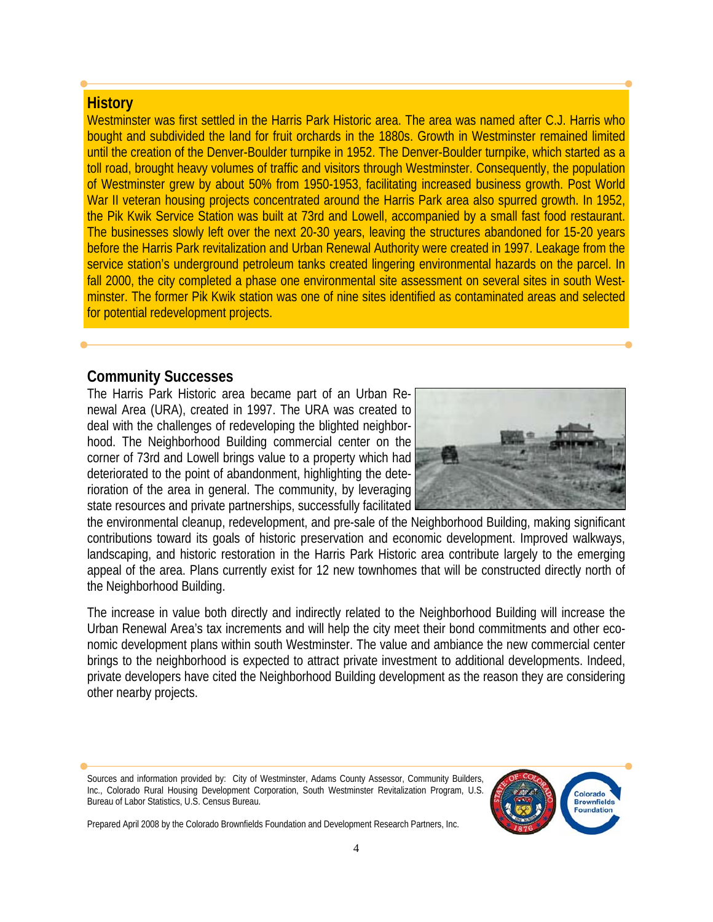## History

Westminster was first settled in the Harris Park Historic area. The area was named after C.J. Harris who bought and subdivided the land for fruit orchards in the 1880s. Growth in Westminster remained limited until the creation of the Denver-Boulder turnpike in 1952. The Denver-Boulder turnpike, which started as a toll road, brought heavy volumes of traffic and visitors through Westminster. Consequently, the population of Westminster grew by about 50% from 1950-1953, facilitating increased business growth. Post World War II veteran housing projects concentrated around the Harris Park area also spurred growth. In 1952, the Pik Kwik Service Station was built at 73rd and Lowell, accompanied by a small fast food restaurant. The businesses slowly left over the next 20-30 years, leaving the structures abandoned for 15-20 years before the Harris Park revitalization and Urban Renewal Authority were created in 1997. Leakage from the service station's underground petroleum tanks created lingering environmental hazards on the parcel. In fall 2000, the city completed a phase one environmental site assessment on several sites in south Westminster. The former Pik Kwik station was one of nine sites identified as contaminated areas and selected for potential redevelopment projects.

## Community Successes

The Harris Park Historic area became part of an Urban Renewal Area (URA), created in 1997. The URA was created to deal with the challenges of redeveloping the blighted neighborhood. The Neighborhood Building commercial center on the corner of 73rd and Lowell brings value to a property which had deteriorated to the point of abandonment, highlighting the deterioration of the area in general. The community, by leveraging state resources and private partnerships, successfully facilitated the environmental cleanup, redevelopment, and pre-sale of the Neighborhood Building, making significant contributions toward its goals of historic preservation and economic development. Improved walkways, landscaping, and historic restoration in the Harris Park Historic area contribute largely to the emerging appeal of the area. Plans currently exist for 12 new townhomes that will be constructed directly north of the Neighborhood Building.

The increase in value both directly and indirectly related to the Neighborhood Building will increase the Urban Renewal Area's tax increments and will help the city meet their bond commitments and other economic development plans within south Westminster. The value and ambiance the new commercial center brings to the neighborhood is expected to attract private investment to additional developments. Indeed, private developers have cited the Neighborhood Building development as the reason they are considering other nearby projects.

Sources and information provided by: City of Westminster, Adams County Assessor, Community Builders, Inc., Colorado Rural Housing Development Corporation, South Westminster Revitalization Program, U.S. Bureau of Labor Statistics, U.S. Census Bureau.

Prepared April 2008 by the Colorado Brownfields Foundation and Development Research Partners, Inc.